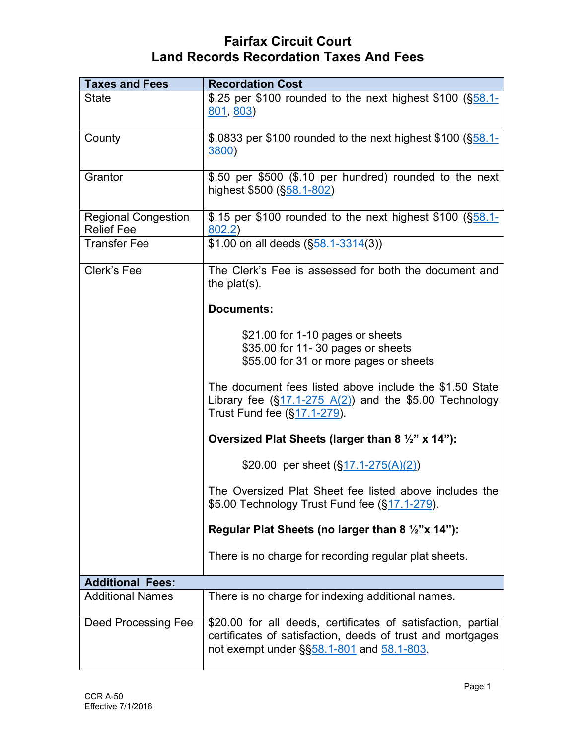# Fairfax Circuit Court
## Land Records Recordation Taxes And Fees

| Taxes and Fees | Recordation Cost |
|---|---|
| State | $.25 per $100 rounded to the next highest $100 (§58.1-801, 803) |
| County | $.0833 per $100 rounded to the next highest $100 (§58.1-3800) |
| Grantor | $.50 per $500 ($.10 per hundred) rounded to the next highest $500 (§58.1-802) |
| Regional Congestion Relief Fee | $.15 per $100 rounded to the next highest $100 (§58.1-802.2) |
| Transfer Fee | $1.00 on all deeds (§58.1-3314(3)) |
| Clerk's Fee | The Clerk's Fee is assessed for both the document and the plat(s).<br><br>**Documents:**<br><br>$21.00 for 1-10 pages or sheets<br>$35.00 for 11- 30 pages or sheets<br>$55.00 for 31 or more pages or sheets<br><br>The document fees listed above include the $1.50 State Library fee (§17.1-275 A(2)) and the $5.00 Technology Trust Fund fee (§17.1-279).<br><br>**Oversized Plat Sheets (larger than 8 ½" x 14"):**<br><br>$20.00 per sheet (§17.1-275(A)(2))<br><br>The Oversized Plat Sheet fee listed above includes the $5.00 Technology Trust Fund fee (§17.1-279).<br><br>**Regular Plat Sheets (no larger than 8 ½"x 14"):**<br><br>There is no charge for recording regular plat sheets. |
| **Additional Fees:** | |
| Additional Names | There is no charge for indexing additional names. |
| Deed Processing Fee | $20.00 for all deeds, certificates of satisfaction, partial certificates of satisfaction, deeds of trust and mortgages not exempt under §§58.1-801 and 58.1-803. |

CCR A-50
Effective 7/1/2016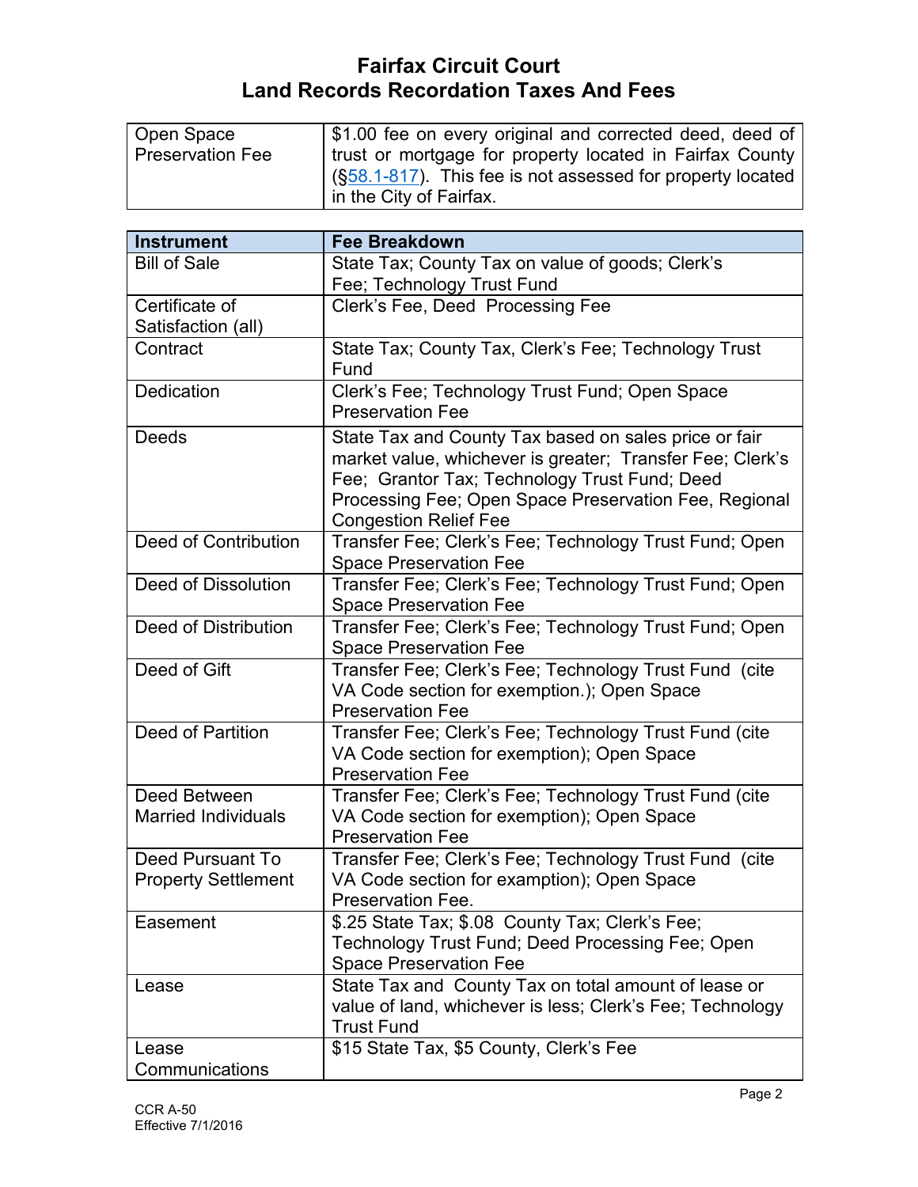# Fairfax Circuit Court
# Land Records Recordation Taxes And Fees

| Open Space Preservation Fee | $1.00 fee on every original and corrected deed, deed of trust or mortgage for property located in Fairfax County (§58.1-817). This fee is not assessed for property located in the City of Fairfax. |
|---|---|

| Instrument | Fee Breakdown |
|---|---|
| Bill of Sale | State Tax; County Tax on value of goods; Clerk's Fee; Technology Trust Fund |
| Certificate of Satisfaction (all) | Clerk's Fee, Deed Processing Fee |
| Contract | State Tax; County Tax, Clerk's Fee; Technology Trust Fund |
| Dedication | Clerk's Fee; Technology Trust Fund; Open Space Preservation Fee |
| Deeds | State Tax and County Tax based on sales price or fair market value, whichever is greater; Transfer Fee; Clerk's Fee; Grantor Tax; Technology Trust Fund; Deed Processing Fee; Open Space Preservation Fee, Regional Congestion Relief Fee |
| Deed of Contribution | Transfer Fee; Clerk's Fee; Technology Trust Fund; Open Space Preservation Fee |
| Deed of Dissolution | Transfer Fee; Clerk's Fee; Technology Trust Fund; Open Space Preservation Fee |
| Deed of Distribution | Transfer Fee; Clerk's Fee; Technology Trust Fund; Open Space Preservation Fee |
| Deed of Gift | Transfer Fee; Clerk's Fee; Technology Trust Fund (cite VA Code section for exemption.); Open Space Preservation Fee |
| Deed of Partition | Transfer Fee; Clerk's Fee; Technology Trust Fund (cite VA Code section for exemption); Open Space Preservation Fee |
| Deed Between Married Individuals | Transfer Fee; Clerk's Fee; Technology Trust Fund (cite VA Code section for exemption); Open Space Preservation Fee |
| Deed Pursuant To Property Settlement | Transfer Fee; Clerk's Fee; Technology Trust Fund (cite VA Code section for examption); Open Space Preservation Fee. |
| Easement | $.25 State Tax; $.08 County Tax; Clerk's Fee; Technology Trust Fund; Deed Processing Fee; Open Space Preservation Fee |
| Lease | State Tax and County Tax on total amount of lease or value of land, whichever is less; Clerk's Fee; Technology Trust Fund |
| Lease Communications | $15 State Tax, $5 County, Clerk's Fee |

CCR A-50
Effective 7/1/2016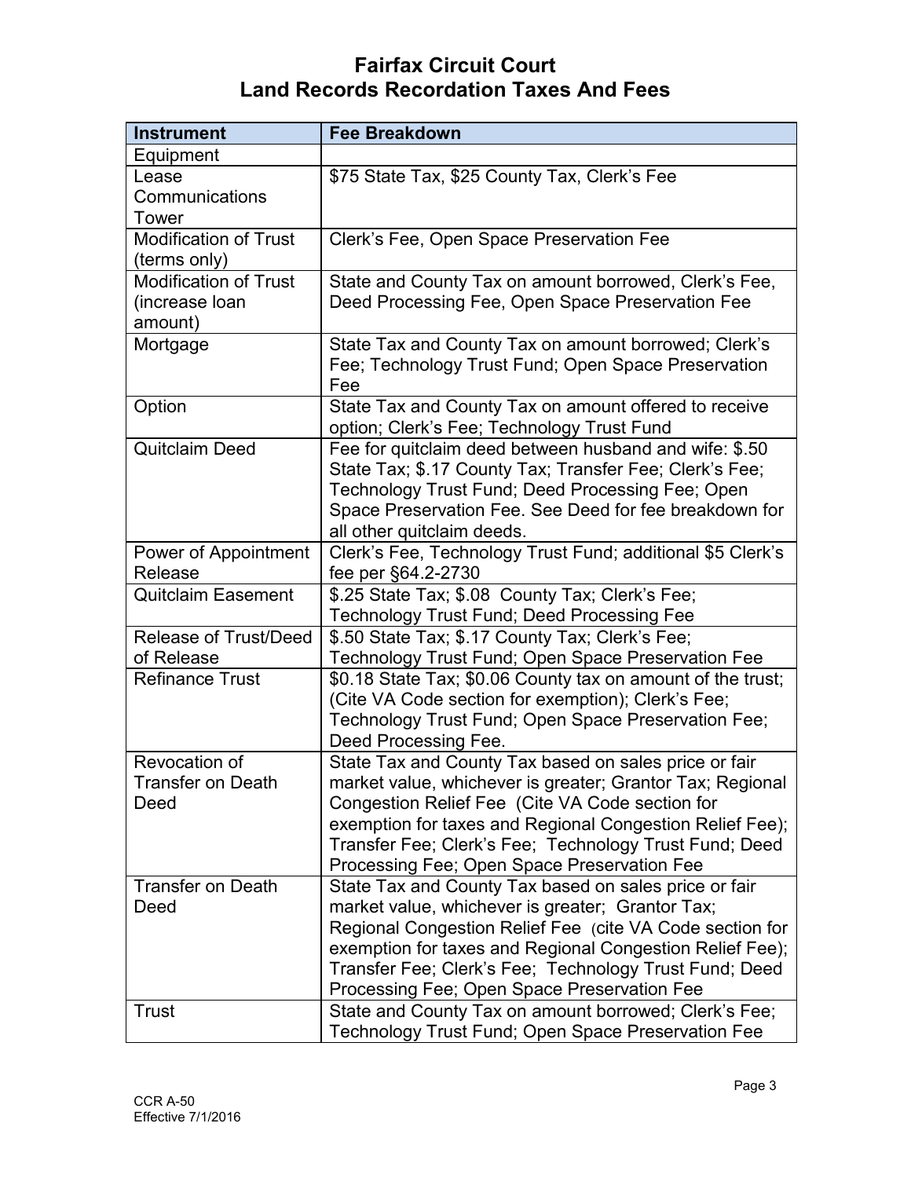# Fairfax Circuit Court
# Land Records Recordation Taxes And Fees

| Instrument | Fee Breakdown |
| --- | --- |
| Equipment Lease Communications Tower | $75 State Tax, $25 County Tax, Clerk's Fee |
| Modification of Trust (terms only) | Clerk's Fee, Open Space Preservation Fee |
| Modification of Trust (increase loan amount) | State and County Tax on amount borrowed, Clerk's Fee, Deed Processing Fee, Open Space Preservation Fee |
| Mortgage | State Tax and County Tax on amount borrowed; Clerk's Fee; Technology Trust Fund; Open Space Preservation Fee |
| Option | State Tax and County Tax on amount offered to receive option; Clerk's Fee; Technology Trust Fund |
| Quitclaim Deed | Fee for quitclaim deed between husband and wife: $.50 State Tax; $.17 County Tax; Transfer Fee; Clerk's Fee; Technology Trust Fund; Deed Processing Fee; Open Space Preservation Fee. See Deed for fee breakdown for all other quitclaim deeds. |
| Power of Appointment Release | Clerk's Fee, Technology Trust Fund; additional $5 Clerk's fee per §64.2-2730 |
| Quitclaim Easement | $.25 State Tax; $.08 County Tax; Clerk's Fee; Technology Trust Fund; Deed Processing Fee |
| Release of Trust/Deed of Release | $.50 State Tax; $.17 County Tax; Clerk's Fee; Technology Trust Fund; Open Space Preservation Fee |
| Refinance Trust | $0.18 State Tax; $0.06 County tax on amount of the trust; (Cite VA Code section for exemption); Clerk's Fee; Technology Trust Fund; Open Space Preservation Fee; Deed Processing Fee. |
| Revocation of Transfer on Death Deed | State Tax and County Tax based on sales price or fair market value, whichever is greater; Grantor Tax; Regional Congestion Relief Fee (Cite VA Code section for exemption for taxes and Regional Congestion Relief Fee); Transfer Fee; Clerk's Fee; Technology Trust Fund; Deed Processing Fee; Open Space Preservation Fee |
| Transfer on Death Deed | State Tax and County Tax based on sales price or fair market value, whichever is greater; Grantor Tax; Regional Congestion Relief Fee (cite VA Code section for exemption for taxes and Regional Congestion Relief Fee); Transfer Fee; Clerk's Fee; Technology Trust Fund; Deed Processing Fee; Open Space Preservation Fee |
| Trust | State and County Tax on amount borrowed; Clerk's Fee; Technology Trust Fund; Open Space Preservation Fee |

CCR A-50
Effective 7/1/2016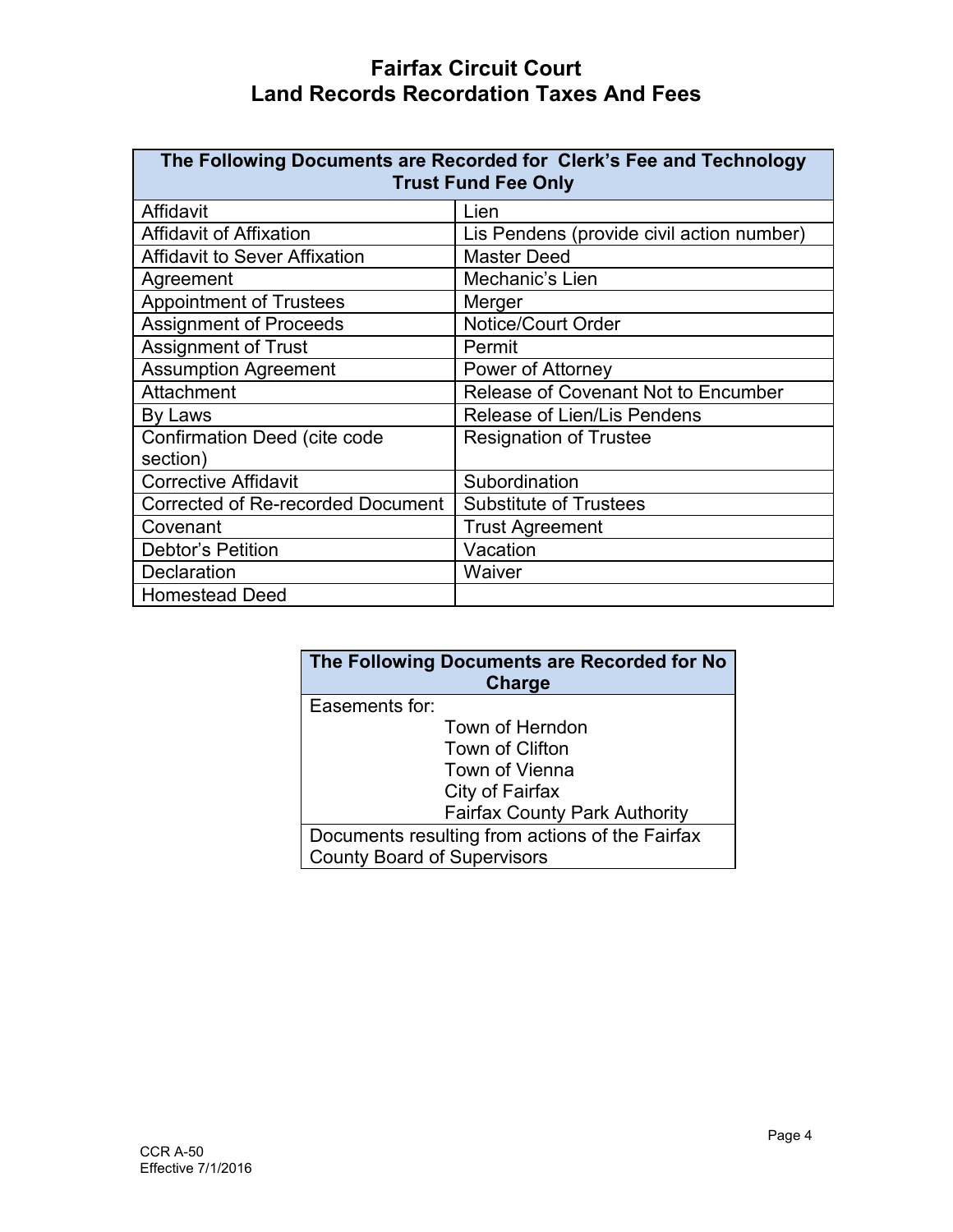# Fairfax Circuit Court
## Land Records Recordation Taxes And Fees

| The Following Documents are Recorded for Clerk's Fee and Technology Trust Fund Fee Only | |
|---|---|
| Affidavit | Lien |
| Affidavit of Affixation | Lis Pendens (provide civil action number) |
| Affidavit to Sever Affixation | Master Deed |
| Agreement | Mechanic's Lien |
| Appointment of Trustees | Merger |
| Assignment of Proceeds | Notice/Court Order |
| Assignment of Trust | Permit |
| Assumption Agreement | Power of Attorney |
| Attachment | Release of Covenant Not to Encumber |
| By Laws | Release of Lien/Lis Pendens |
| Confirmation Deed (cite code section) | Resignation of Trustee |
| Corrective Affidavit | Subordination |
| Corrected of Re-recorded Document | Substitute of Trustees |
| Covenant | Trust Agreement |
| Debtor's Petition | Vacation |
| Declaration | Waiver |
| Homestead Deed | |

| The Following Documents are Recorded for No Charge |
|---|
| Easements for:<br>Town of Herndon<br>Town of Clifton<br>Town of Vienna<br>City of Fairfax<br>Fairfax County Park Authority |
| Documents resulting from actions of the Fairfax County Board of Supervisors |

CCR A-50
Effective 7/1/2016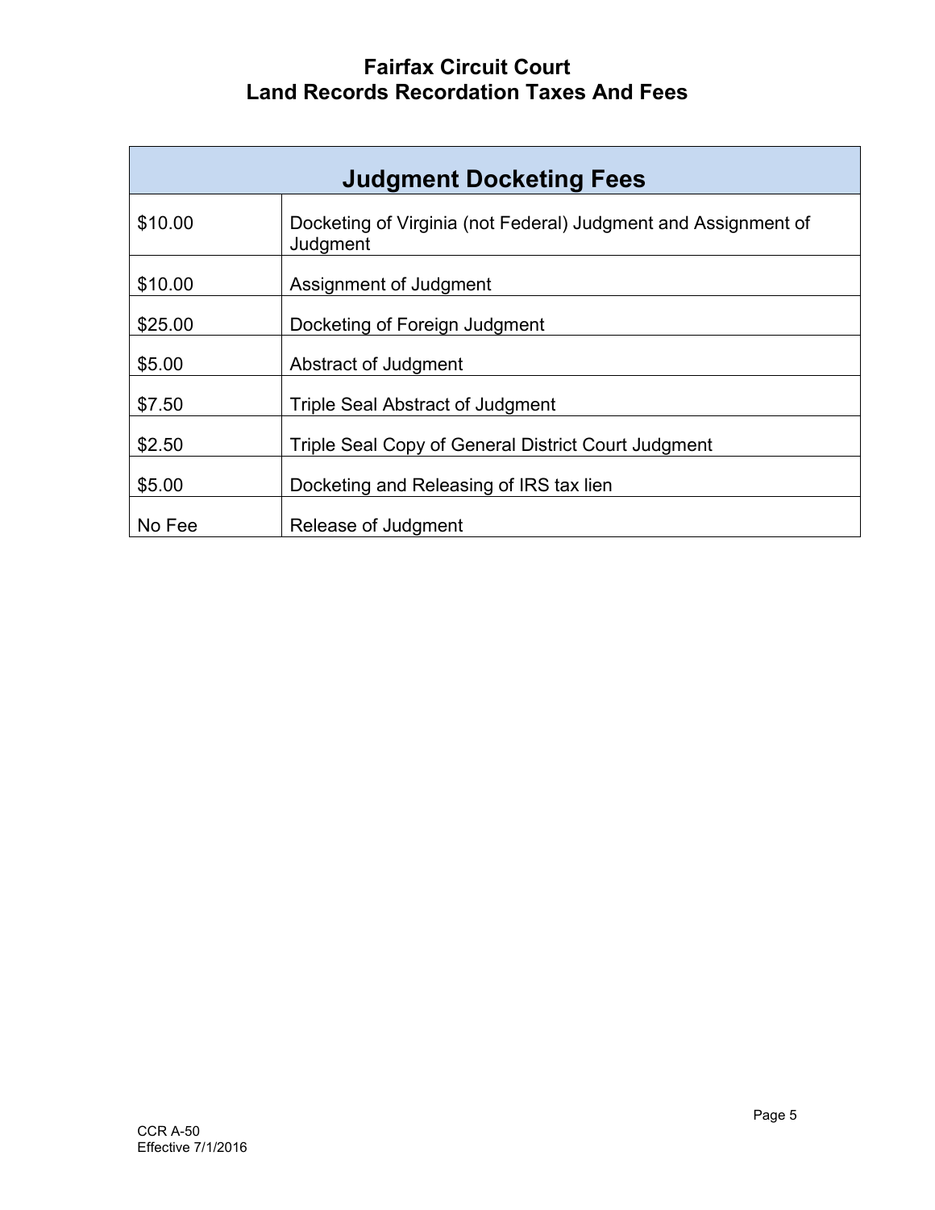| Judgment Docketing Fees | |
|---|---|
| $10.00 | Docketing of Virginia (not Federal) Judgment and Assignment of Judgment |
| $10.00 | Assignment of Judgment |
| $25.00 | Docketing of Foreign Judgment |
| $5.00 | Abstract of Judgment |
| $7.50 | Triple Seal Abstract of Judgment |
| $2.50 | Triple Seal Copy of General District Court Judgment |
| $5.00 | Docketing and Releasing of IRS tax lien |
| No Fee | Release of Judgment |